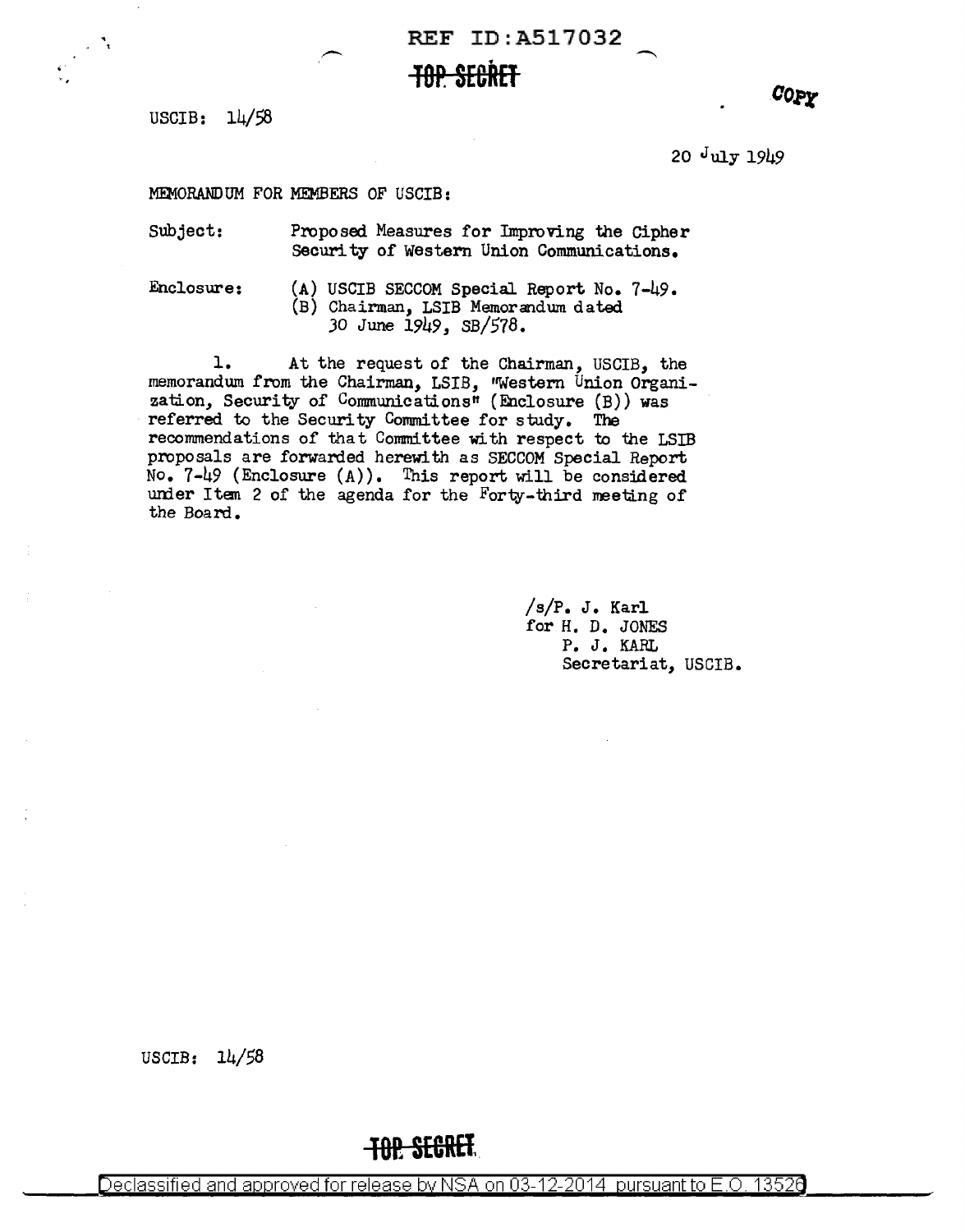REF ID:A517032

TOP SECRET

COPY

USCIB: 14/58

20 July 1949

MEMORANDUM FOR MEMBERS OF USCIB:

Subject: Proposed Measures for Improving the Cipher Security of Western Union Communications.

Enclosure: (A) USCIB SECCOM Special Report No. 7-49.
(B) Chairman, LSIB Memorandum dated 30 June 1949, SB/578.

1. At the request of the Chairman, USCIB, the memorandum from the Chairman, LSIB, "Western Union Organization, Security of Communications" (Enclosure (B)) was referred to the Security Committee for study. The recommendations of that Committee with respect to the LSIB proposals are forwarded herewith as SECCOM Special Report No. 7-49 (Enclosure (A)). This report will be considered under Item 2 of the agenda for the Forty-third meeting of the Board.

/s/P. J. Karl
for H. D. JONES
P. J. KARL
Secretariat, USCIB.

USCIB: 14/58

TOP SECRET

Declassified and approved for release by NSA on 03-12-2014 pursuant to E.O. 13526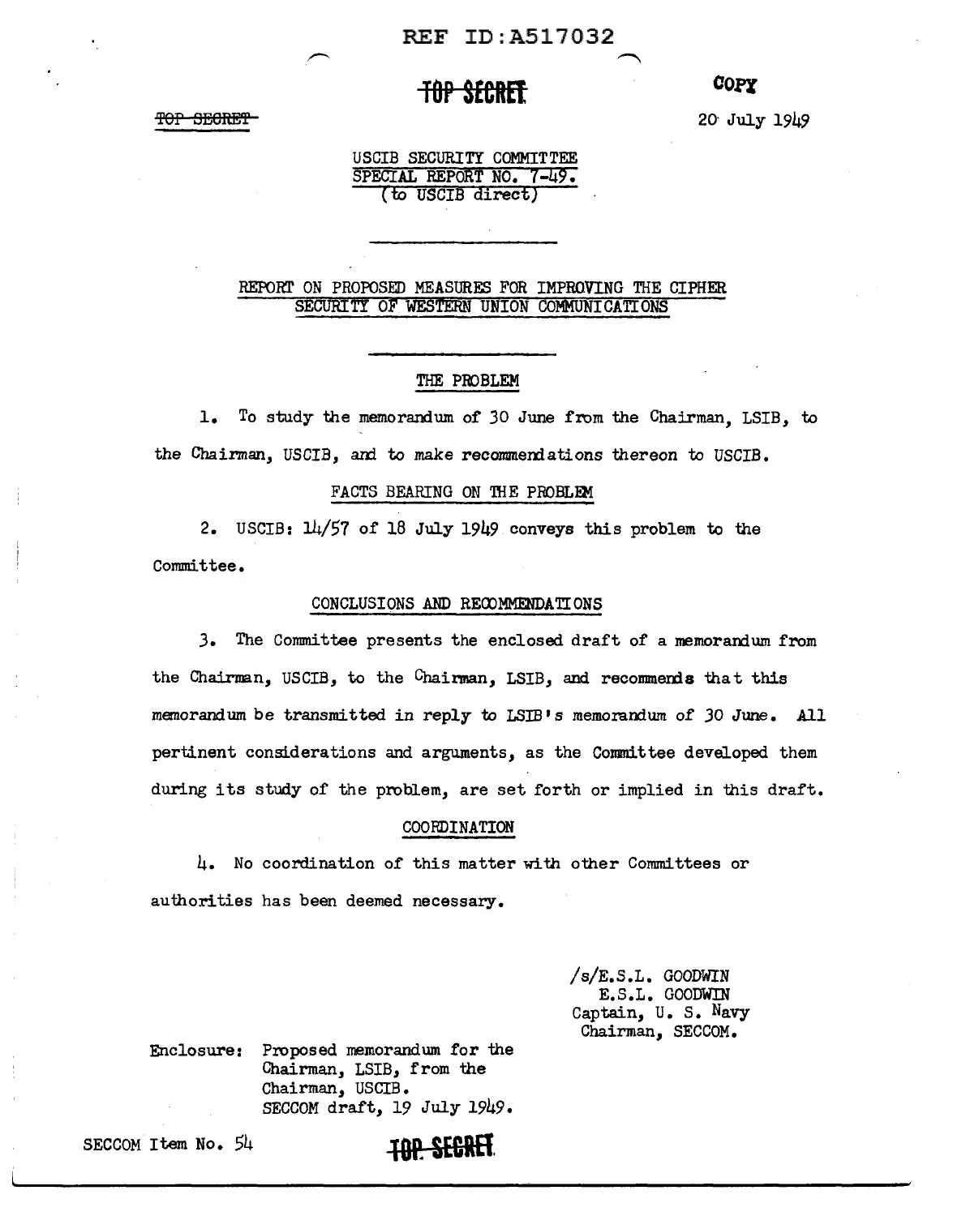TOP SECRET

TOP SECRET

COPY

20 July 1949

USCIB SECURITY COMMITTEE
SPECIAL REPORT NO. 7-49.
(to USCIB direct)

---

## REPORT ON PROPOSED MEASURES FOR IMPROVING THE CIPHER SECURITY OF WESTERN UNION COMMUNICATIONS

---

### THE PROBLEM

1. To study the memorandum of 30 June from the Chairman, LSIB, to the Chairman, USCIB, and to make recommendations thereon to USCIB.

### FACTS BEARING ON THE PROBLEM

2. USCIB: 14/57 of 18 July 1949 conveys this problem to the Committee.

### CONCLUSIONS AND RECOMMENDATIONS

3. The Committee presents the enclosed draft of a memorandum from the Chairman, USCIB, to the Chairman, LSIB, and recommends that this memorandum be transmitted in reply to LSIB's memorandum of 30 June. All pertinent considerations and arguments, as the Committee developed them during its study of the problem, are set forth or implied in this draft.

### COORDINATION

4. No coordination of this matter with other Committees or authorities has been deemed necessary.

/s/E.S.L. GOODWIN
E.S.L. GOODWIN
Captain, U. S. Navy
Chairman, SECCOM.

Enclosure: Proposed memorandum for the Chairman, LSIB, from the Chairman, USCIB.
SECCOM draft, 19 July 1949.

SECCOM Item No. 54

TOP SECRET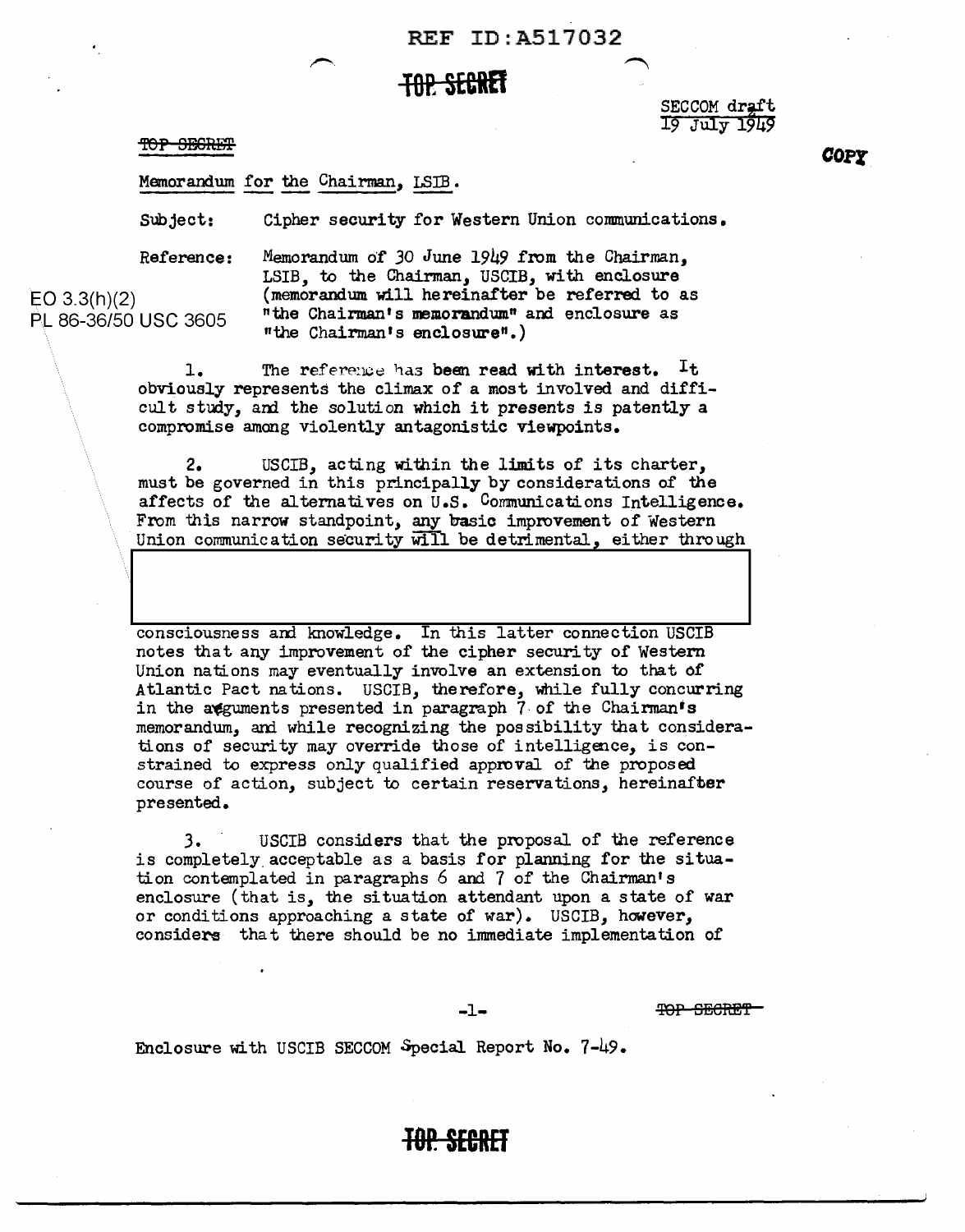TOP SECRET

SECCOM draft
19 July 1949

COPY

Memorandum for the Chairman, LSIB.

Subject: Cipher security for Western Union communications.

Reference: Memorandum of 30 June 1949 from the Chairman, LSIB, to the Chairman, USCIB, with enclosure (memorandum will hereinafter be referred to as "the Chairman's memorandum" and enclosure as "the Chairman's enclosure".)

EO 3.3(h)(2)
PL 86-36/50 USC 3605

1. The reference has been read with interest. It obviously represents the climax of a most involved and difficult study, and the solution which it presents is patently a compromise among violently antagonistic viewpoints.

2. USCIB, acting within the limits of its charter, must be governed in this principally by considerations of the affects of the alternatives on U.S. Communications Intelligence. From this narrow standpoint, any basic improvement of Western Union communication security will be detrimental, either through

[REDACTED]

consciousness and knowledge. In this latter connection USCIB notes that any improvement of the cipher security of Western Union nations may eventually involve an extension to that of Atlantic Pact nations. USCIB, therefore, while fully concurring in the arguments presented in paragraph 7 of the Chairman's memorandum, and while recognizing the possibility that considerations of security may override those of intelligence, is constrained to express only qualified approval of the proposed course of action, subject to certain reservations, hereinafter presented.

3. USCIB considers that the proposal of the reference is completely acceptable as a basis for planning for the situation contemplated in paragraphs 6 and 7 of the Chairman's enclosure (that is, the situation attendant upon a state of war or conditions approaching a state of war). USCIB, however, considers that there should be no immediate implementation of

Enclosure with USCIB SECCOM Special Report No. 7-49.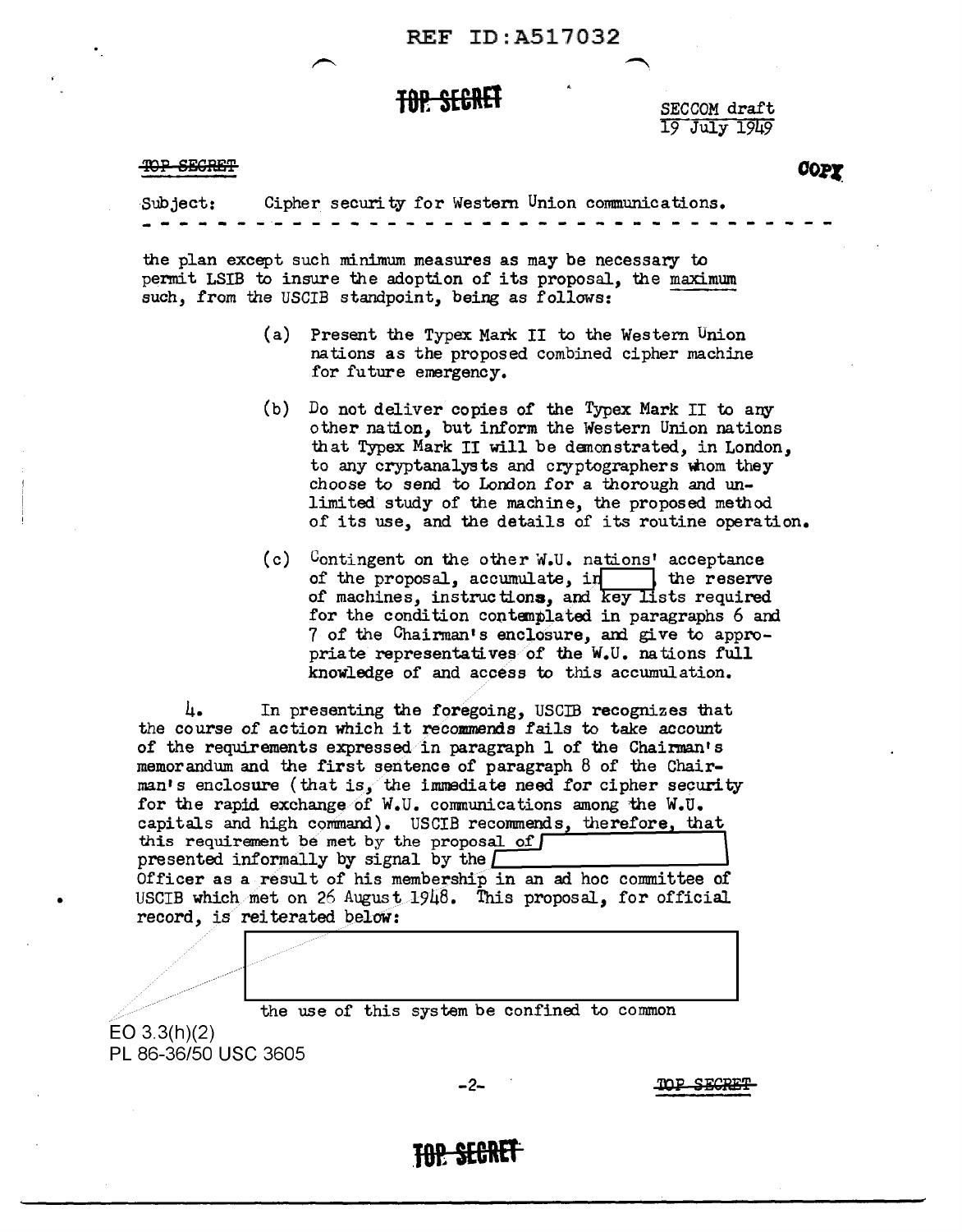TOP SECRET

SECCOM draft
19 July 1949

TOP SECRET

COPY

Subject: Cipher security for Western Union communications.

- - - - - - - - - - - - - - - - - - - - - - - - - - - - - - - - - -

the plan except such minimum measures as may be necessary to permit LSIB to insure the adoption of its proposal, the <u>maximum</u> such, from the USCIB standpoint, being as follows:

(a) Present the Typex Mark II to the Western Union nations as the proposed combined cipher machine for future emergency.

(b) Do not deliver copies of the Typex Mark II to any other nation, but inform the Western Union nations that Typex Mark II will be demonstrated, in London, to any cryptanalysts and cryptographers whom they choose to send to London for a thorough and unlimited study of the machine, the proposed method of its use, and the details of its routine operation.

(c) Contingent on the other W.U. nations' acceptance of the proposal, accumulate, in [REDACTED], the reserve of machines, instructions, and key lists required for the condition contemplated in paragraphs 6 and 7 of the Chairman's enclosure, and give to appropriate representatives of the W.U. nations full knowledge of and access to this accumulation.

4. In presenting the foregoing, USCIB recognizes that the course of action which it recommends fails to take account of the requirements expressed in paragraph 1 of the Chairman's memorandum and the first sentence of paragraph 8 of the Chairman's enclosure (that is, the immediate need for cipher security for the rapid exchange of W.U. communications among the W.U. capitals and high command). USCIB recommends, therefore, that this requirement be met by the proposal of [REDACTED] presented informally by signal by the [REDACTED] Officer as a result of his membership in an ad hoc committee of USCIB which met on 26 August 1948. This proposal, for official record, is reiterated below:

[REDACTED]

the use of this system be confined to common

EO 3.3(h)(2)
PL 86-36/50 USC 3605

TOP SECRET

TOP SECRET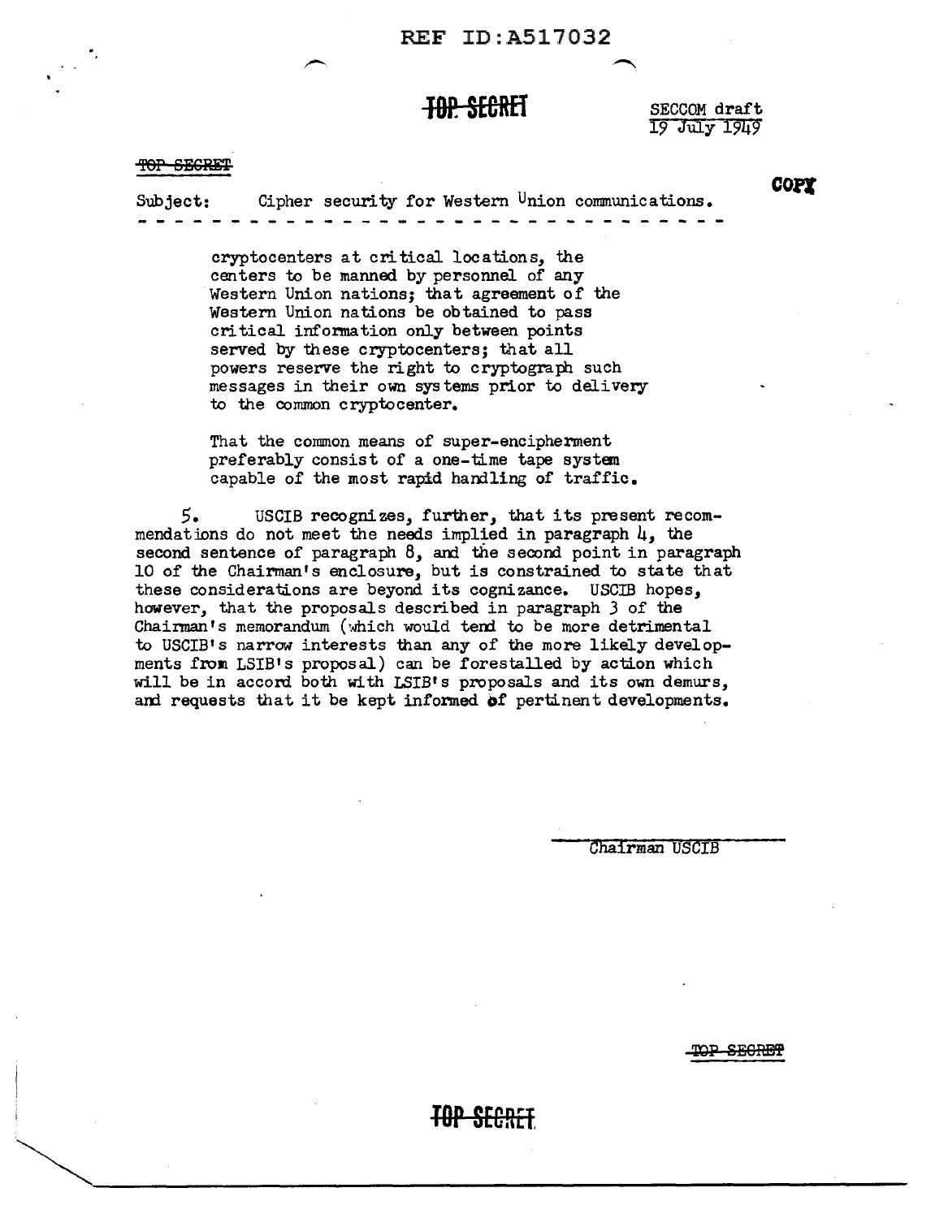REF ID:A517032

**TOP SECRET**

SECCOM draft
19 July 1949

~~TOP SECRET~~

**COPY**

Subject: Cipher security for Western Union communications.

---

cryptocenters at critical locations, the centers to be manned by personnel of any Western Union nations; that agreement of the Western Union nations be obtained to pass critical information only between points served by these cryptocenters; that all powers reserve the right to cryptograph such messages in their own systems prior to delivery to the common cryptocenter.

That the common means of super-encipherment preferably consist of a one-time tape system capable of the most rapid handling of traffic.

5. USCIB recognizes, further, that its present recommendations do not meet the needs implied in paragraph 4, the second sentence of paragraph 8, and the second point in paragraph 10 of the Chairman's enclosure, but is constrained to state that these considerations are beyond its cognizance. USCIB hopes, however, that the proposals described in paragraph 3 of the Chairman's memorandum (which would tend to be more detrimental to USCIB's narrow interests than any of the more likely developments from LSIB's proposal) can be forestalled by action which will be in accord both with LSIB's proposals and its own demurs, and requests that it be kept informed of pertinent developments.

Chairman USCIB

~~TOP SECRET~~

**TOP SECRET**